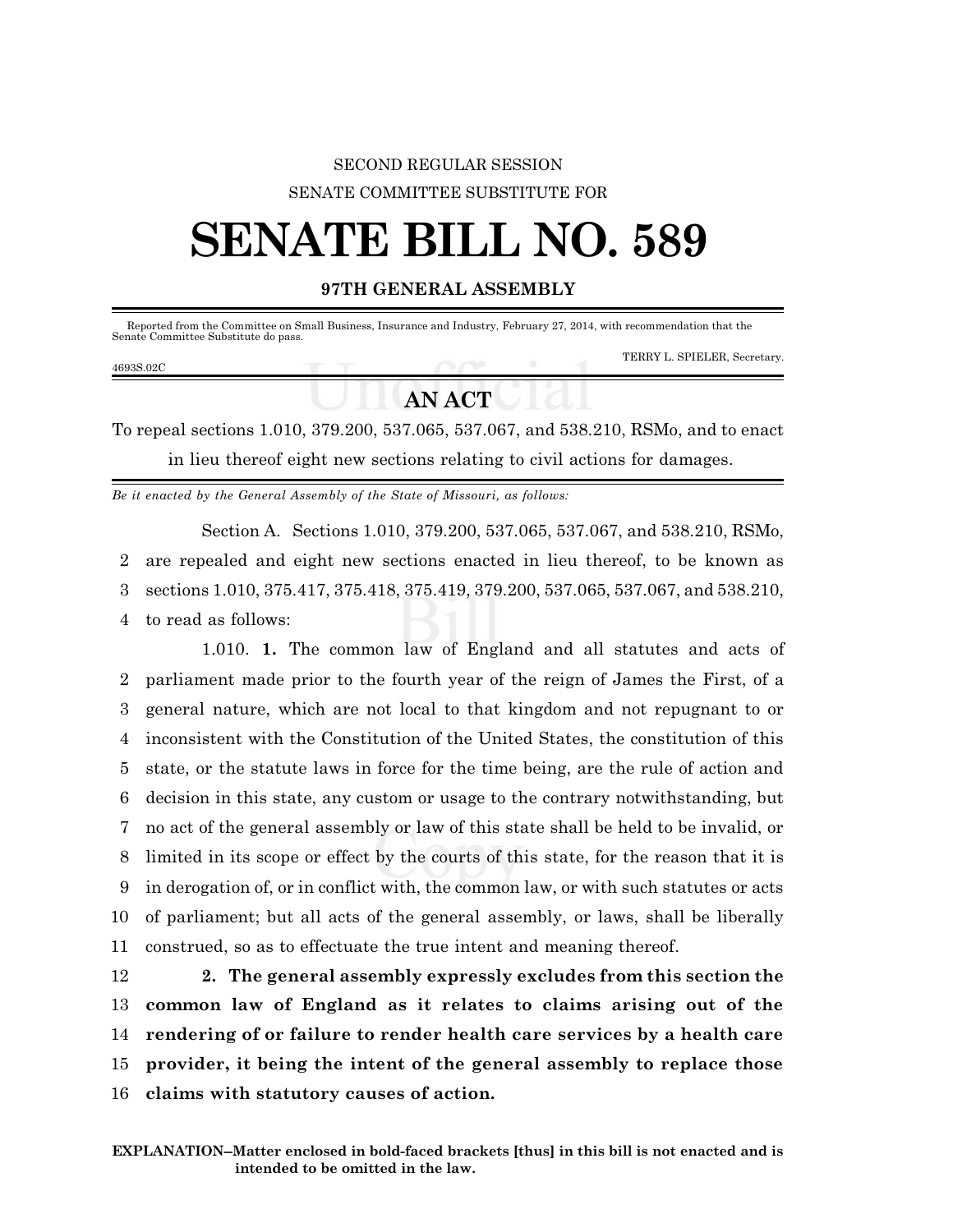SECOND REGULAR SESSION

SENATE COMMITTEE SUBSTITUTE FOR

# SENATE BILL NO. 589

## 97TH GENERAL ASSEMBLY

Reported from the Committee on Small Business, Insurance and Industry, February 27, 2014, with recommendation that the Senate Committee Substitute do pass.

TERRY L. SPIELER, Secretary.

4693S.02C

## AN ACT

To repeal sections 1.010, 379.200, 537.065, 537.067, and 538.210, RSMo, and to enact in lieu thereof eight new sections relating to civil actions for damages.

*Be it enacted by the General Assembly of the State of Missouri, as follows:*

Section A. Sections 1.010, 379.200, 537.065, 537.067, and 538.210, RSMo, are repealed and eight new sections enacted in lieu thereof, to be known as sections 1.010, 375.417, 375.418, 375.419, 379.200, 537.065, 537.067, and 538.210, to read as follows:

1.010. **1.** The common law of England and all statutes and acts of parliament made prior to the fourth year of the reign of James the First, of a general nature, which are not local to that kingdom and not repugnant to or inconsistent with the Constitution of the United States, the constitution of this state, or the statute laws in force for the time being, are the rule of action and decision in this state, any custom or usage to the contrary notwithstanding, but no act of the general assembly or law of this state shall be held to be invalid, or limited in its scope or effect by the courts of this state, for the reason that it is in derogation of, or in conflict with, the common law, or with such statutes or acts of parliament; but all acts of the general assembly, or laws, shall be liberally construed, so as to effectuate the true intent and meaning thereof.

**2. The general assembly expressly excludes from this section the common law of England as it relates to claims arising out of the rendering of or failure to render health care services by a health care provider, it being the intent of the general assembly to replace those claims with statutory causes of action.**

**EXPLANATION–Matter enclosed in bold-faced brackets [thus] in this bill is not enacted and is intended to be omitted in the law.**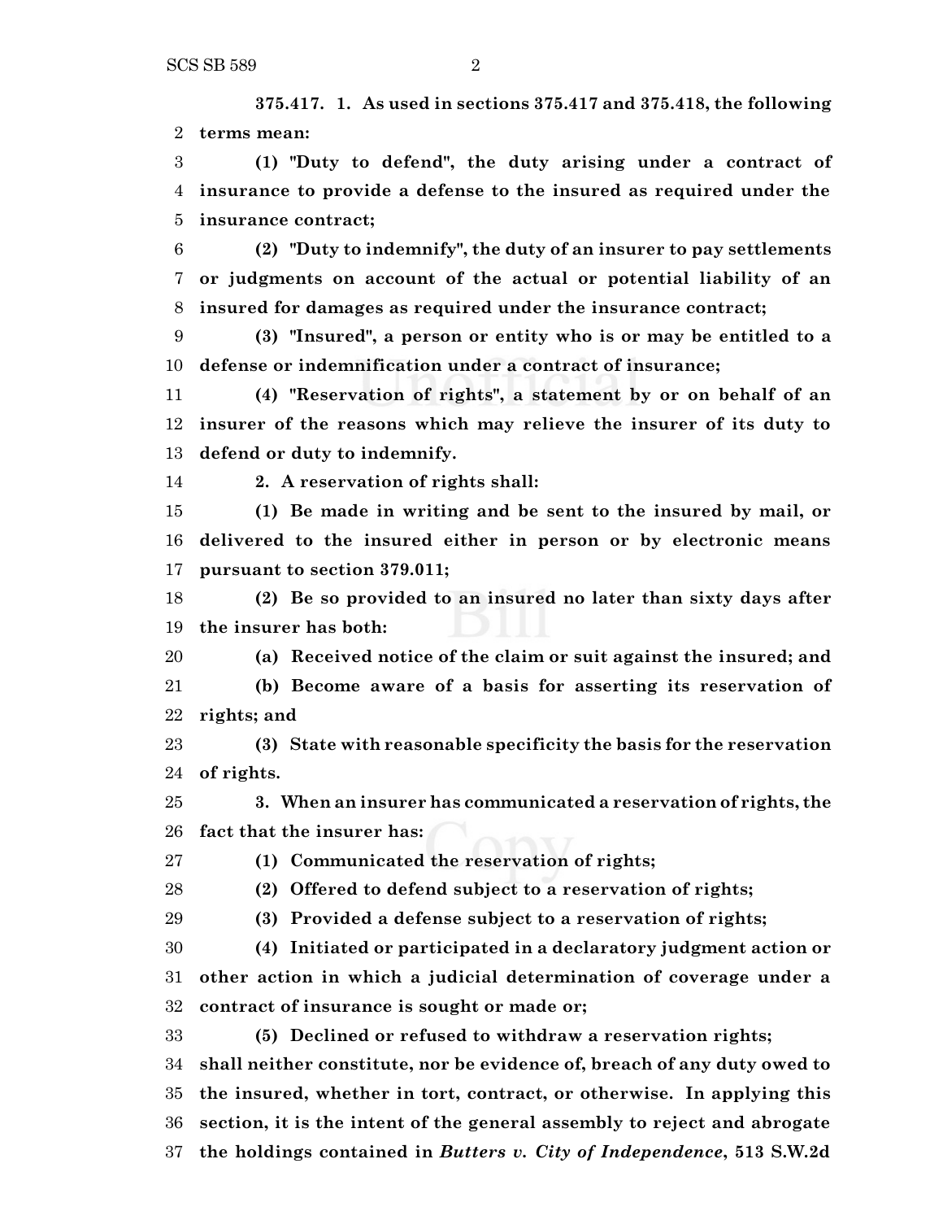**375.417. 1. As used in sections 375.417 and 375.418, the following terms mean:**

**(1) "Duty to defend", the duty arising under a contract of insurance to provide a defense to the insured as required under the insurance contract;**

**(2) "Duty to indemnify", the duty of an insurer to pay settlements or judgments on account of the actual or potential liability of an insured for damages as required under the insurance contract;**

**(3) "Insured", a person or entity who is or may be entitled to a defense or indemnification under a contract of insurance;**

**(4) "Reservation of rights", a statement by or on behalf of an insurer of the reasons which may relieve the insurer of its duty to defend or duty to indemnify.**

**2. A reservation of rights shall:**

**(1) Be made in writing and be sent to the insured by mail, or delivered to the insured either in person or by electronic means pursuant to section 379.011;**

**(2) Be so provided to an insured no later than sixty days after the insurer has both:**

**(a) Received notice of the claim or suit against the insured; and**

**(b) Become aware of a basis for asserting its reservation of rights; and**

**(3) State with reasonable specificity the basis for the reservation of rights.**

**3. When an insurer has communicated a reservation of rights, the fact that the insurer has:**

**(1) Communicated the reservation of rights;**

**(2) Offered to defend subject to a reservation of rights;**

**(3) Provided a defense subject to a reservation of rights;**

**(4) Initiated or participated in a declaratory judgment action or other action in which a judicial determination of coverage under a contract of insurance is sought or made or;**

**(5) Declined or refused to withdraw a reservation rights;**

**shall neither constitute, nor be evidence of, breach of any duty owed to the insured, whether in tort, contract, or otherwise. In applying this section, it is the intent of the general assembly to reject and abrogate the holdings contained in *Butters v. City of Independence*, 513 S.W.2d**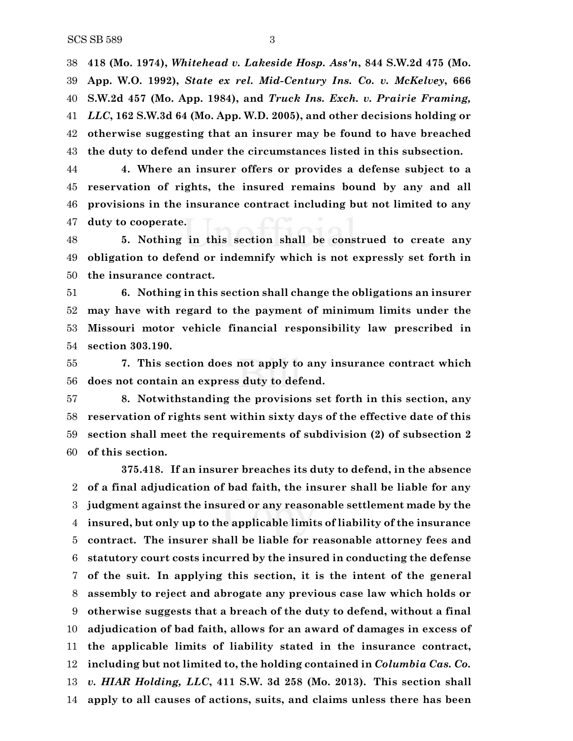**418 (Mo. 1974), *Whitehead v. Lakeside Hosp. Ass'n*, 844 S.W.2d 475 (Mo. App. W.O. 1992), *State ex rel. Mid-Century Ins. Co. v. McKelvey*, 666 S.W.2d 457 (Mo. App. 1984), and *Truck Ins. Exch. v. Prairie Framing, LLC*, 162 S.W.3d 64 (Mo. App. W.D. 2005), and other decisions holding or otherwise suggesting that an insurer may be found to have breached the duty to defend under the circumstances listed in this subsection.**

**4. Where an insurer offers or provides a defense subject to a reservation of rights, the insured remains bound by any and all provisions in the insurance contract including but not limited to any duty to cooperate.**

**5. Nothing in this section shall be construed to create any obligation to defend or indemnify which is not expressly set forth in the insurance contract.**

**6. Nothing in this section shall change the obligations an insurer may have with regard to the payment of minimum limits under the Missouri motor vehicle financial responsibility law prescribed in section 303.190.**

**7. This section does not apply to any insurance contract which does not contain an express duty to defend.**

**8. Notwithstanding the provisions set forth in this section, any reservation of rights sent within sixty days of the effective date of this section shall meet the requirements of subdivision (2) of subsection 2 of this section.**

**375.418. If an insurer breaches its duty to defend, in the absence of a final adjudication of bad faith, the insurer shall be liable for any judgment against the insured or any reasonable settlement made by the insured, but only up to the applicable limits of liability of the insurance contract. The insurer shall be liable for reasonable attorney fees and statutory court costs incurred by the insured in conducting the defense of the suit. In applying this section, it is the intent of the general assembly to reject and abrogate any previous case law which holds or otherwise suggests that a breach of the duty to defend, without a final adjudication of bad faith, allows for an award of damages in excess of the applicable limits of liability stated in the insurance contract, including but not limited to, the holding contained in *Columbia Cas. Co. v. HIAR Holding, LLC*, 411 S.W. 3d 258 (Mo. 2013). This section shall apply to all causes of actions, suits, and claims unless there has been**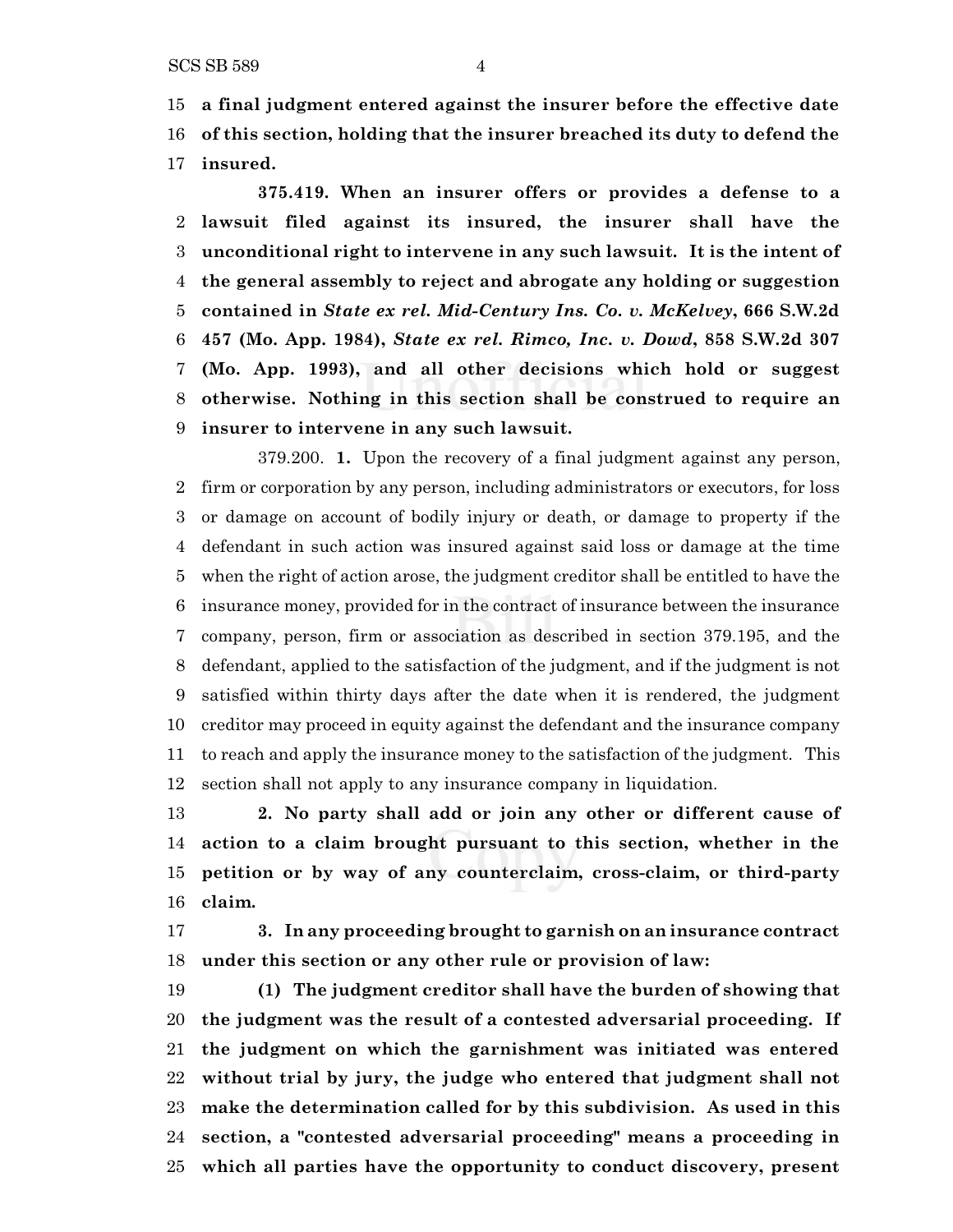**a final judgment entered against the insurer before the effective date of this section, holding that the insurer breached its duty to defend the insured.**

**375.419. When an insurer offers or provides a defense to a lawsuit filed against its insured, the insurer shall have the unconditional right to intervene in any such lawsuit. It is the intent of the general assembly to reject and abrogate any holding or suggestion contained in *State ex rel. Mid-Century Ins. Co. v. McKelvey*, 666 S.W.2d 457 (Mo. App. 1984), *State ex rel. Rimco, Inc. v. Dowd*, 858 S.W.2d 307 (Mo. App. 1993), and all other decisions which hold or suggest otherwise. Nothing in this section shall be construed to require an insurer to intervene in any such lawsuit.**

379.200. **1.** Upon the recovery of a final judgment against any person, firm or corporation by any person, including administrators or executors, for loss or damage on account of bodily injury or death, or damage to property if the defendant in such action was insured against said loss or damage at the time when the right of action arose, the judgment creditor shall be entitled to have the insurance money, provided for in the contract of insurance between the insurance company, person, firm or association as described in section 379.195, and the defendant, applied to the satisfaction of the judgment, and if the judgment is not satisfied within thirty days after the date when it is rendered, the judgment creditor may proceed in equity against the defendant and the insurance company to reach and apply the insurance money to the satisfaction of the judgment. This section shall not apply to any insurance company in liquidation.

**2. No party shall add or join any other or different cause of action to a claim brought pursuant to this section, whether in the petition or by way of any counterclaim, cross-claim, or third-party claim.**

**3. In any proceeding brought to garnish on an insurance contract under this section or any other rule or provision of law:**

**(1) The judgment creditor shall have the burden of showing that the judgment was the result of a contested adversarial proceeding. If the judgment on which the garnishment was initiated was entered without trial by jury, the judge who entered that judgment shall not make the determination called for by this subdivision. As used in this section, a "contested adversarial proceeding" means a proceeding in which all parties have the opportunity to conduct discovery, present**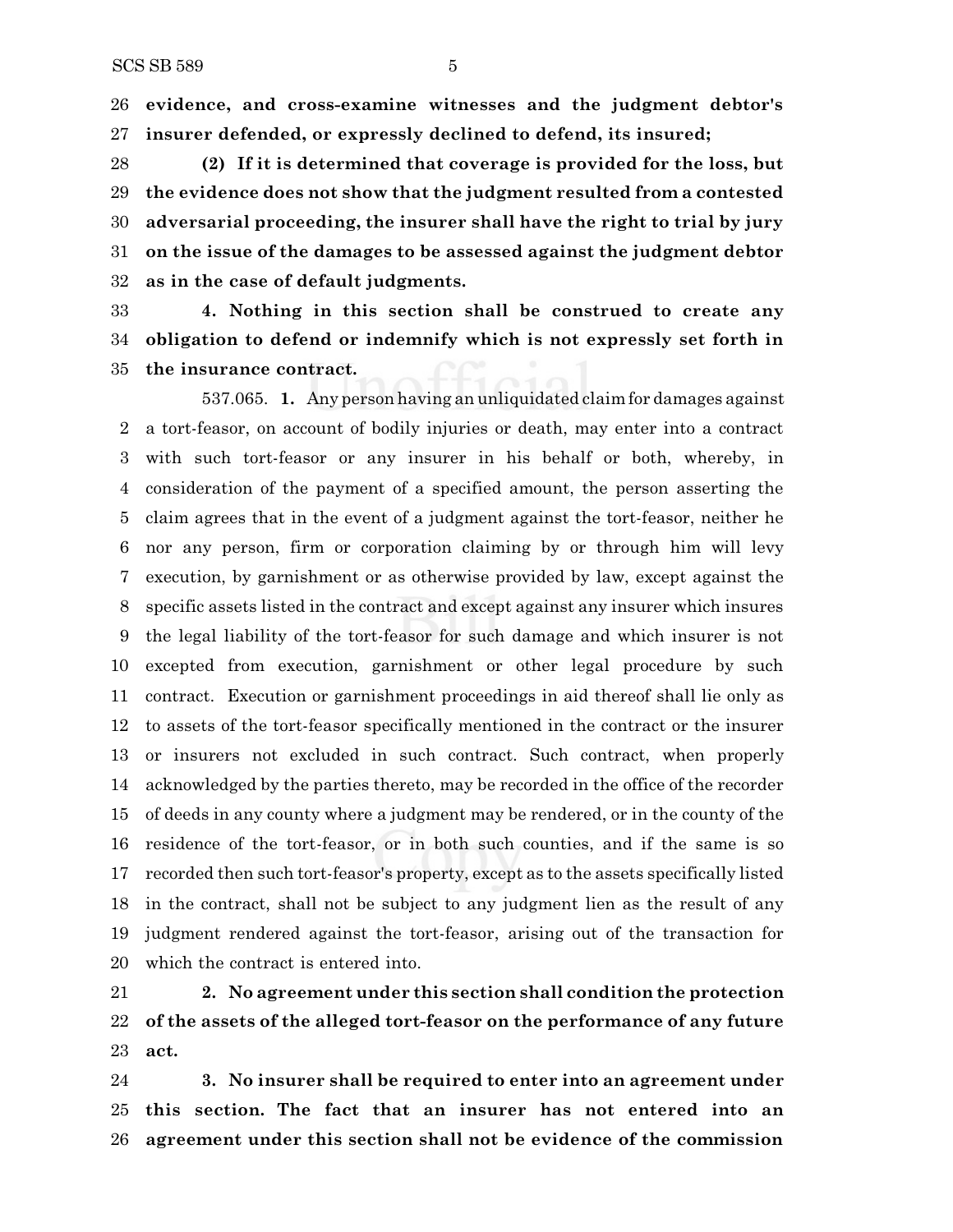**evidence, and cross-examine witnesses and the judgment debtor's insurer defended, or expressly declined to defend, its insured;**

**(2) If it is determined that coverage is provided for the loss, but the evidence does not show that the judgment resulted from a contested adversarial proceeding, the insurer shall have the right to trial by jury on the issue of the damages to be assessed against the judgment debtor as in the case of default judgments.**

**4. Nothing in this section shall be construed to create any obligation to defend or indemnify which is not expressly set forth in the insurance contract.**

537.065. **1.** Any person having an unliquidated claim for damages against a tort-feasor, on account of bodily injuries or death, may enter into a contract with such tort-feasor or any insurer in his behalf or both, whereby, in consideration of the payment of a specified amount, the person asserting the claim agrees that in the event of a judgment against the tort-feasor, neither he nor any person, firm or corporation claiming by or through him will levy execution, by garnishment or as otherwise provided by law, except against the specific assets listed in the contract and except against any insurer which insures the legal liability of the tort-feasor for such damage and which insurer is not excepted from execution, garnishment or other legal procedure by such contract. Execution or garnishment proceedings in aid thereof shall lie only as to assets of the tort-feasor specifically mentioned in the contract or the insurer or insurers not excluded in such contract. Such contract, when properly acknowledged by the parties thereto, may be recorded in the office of the recorder of deeds in any county where a judgment may be rendered, or in the county of the residence of the tort-feasor, or in both such counties, and if the same is so recorded then such tort-feasor's property, except as to the assets specifically listed in the contract, shall not be subject to any judgment lien as the result of any judgment rendered against the tort-feasor, arising out of the transaction for which the contract is entered into.

**2. No agreement under this section shall condition the protection of the assets of the alleged tort-feasor on the performance of any future act.**

**3. No insurer shall be required to enter into an agreement under this section. The fact that an insurer has not entered into an agreement under this section shall not be evidence of the commission**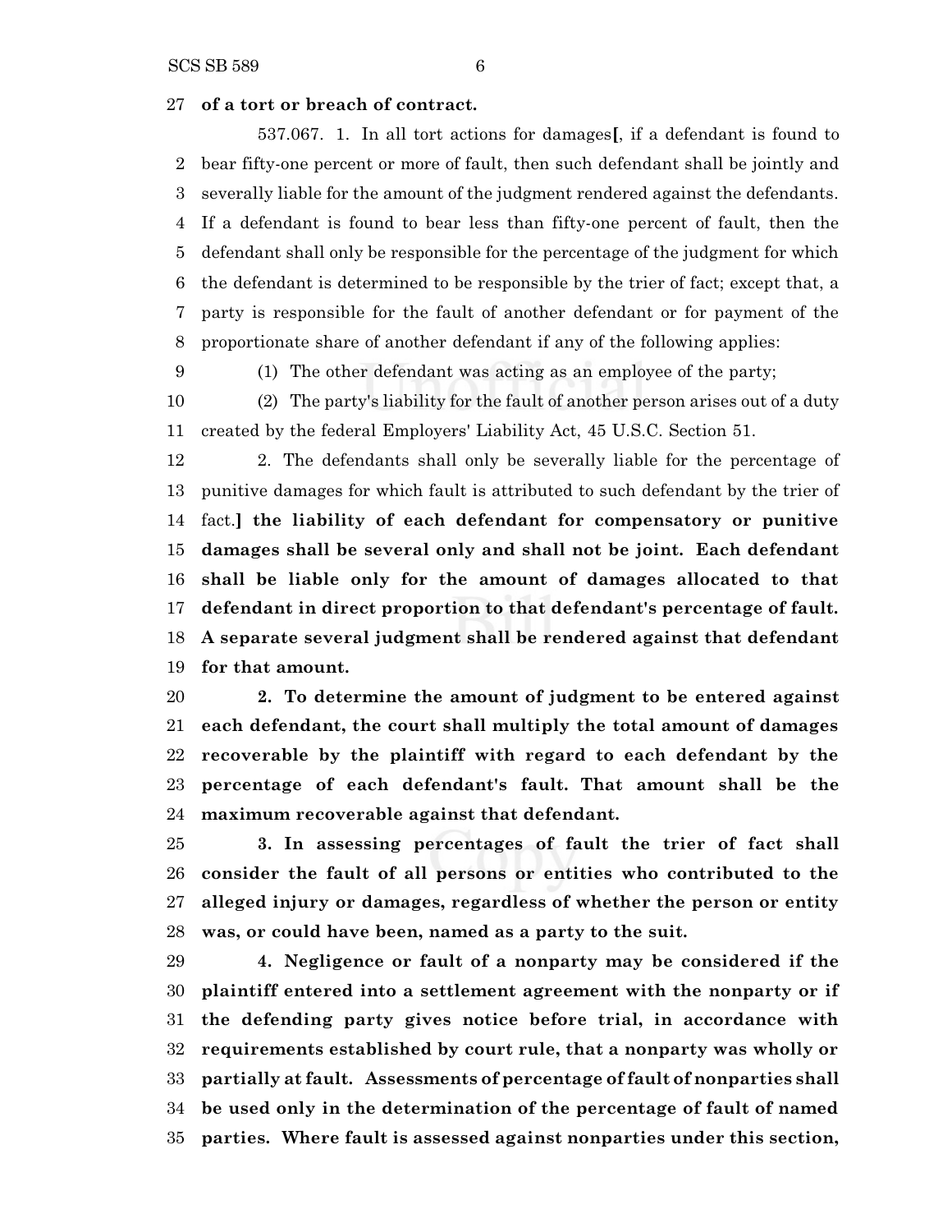**of a tort or breach of contract.**

537.067. 1. In all tort actions for damages[, if a defendant is found to bear fifty-one percent or more of fault, then such defendant shall be jointly and severally liable for the amount of the judgment rendered against the defendants. If a defendant is found to bear less than fifty-one percent of fault, then the defendant shall only be responsible for the percentage of the judgment for which the defendant is determined to be responsible by the trier of fact; except that, a party is responsible for the fault of another defendant or for payment of the proportionate share of another defendant if any of the following applies:

(1) The other defendant was acting as an employee of the party;

(2) The party's liability for the fault of another person arises out of a duty created by the federal Employers' Liability Act, 45 U.S.C. Section 51.

2. The defendants shall only be severally liable for the percentage of punitive damages for which fault is attributed to such defendant by the trier of fact.] **the liability of each defendant for compensatory or punitive damages shall be several only and shall not be joint. Each defendant shall be liable only for the amount of damages allocated to that defendant in direct proportion to that defendant's percentage of fault. A separate several judgment shall be rendered against that defendant for that amount.**

**2. To determine the amount of judgment to be entered against each defendant, the court shall multiply the total amount of damages recoverable by the plaintiff with regard to each defendant by the percentage of each defendant's fault. That amount shall be the maximum recoverable against that defendant.**

**3. In assessing percentages of fault the trier of fact shall consider the fault of all persons or entities who contributed to the alleged injury or damages, regardless of whether the person or entity was, or could have been, named as a party to the suit.**

**4. Negligence or fault of a nonparty may be considered if the plaintiff entered into a settlement agreement with the nonparty or if the defending party gives notice before trial, in accordance with requirements established by court rule, that a nonparty was wholly or partially at fault. Assessments of percentage of fault of nonparties shall be used only in the determination of the percentage of fault of named parties. Where fault is assessed against nonparties under this section,**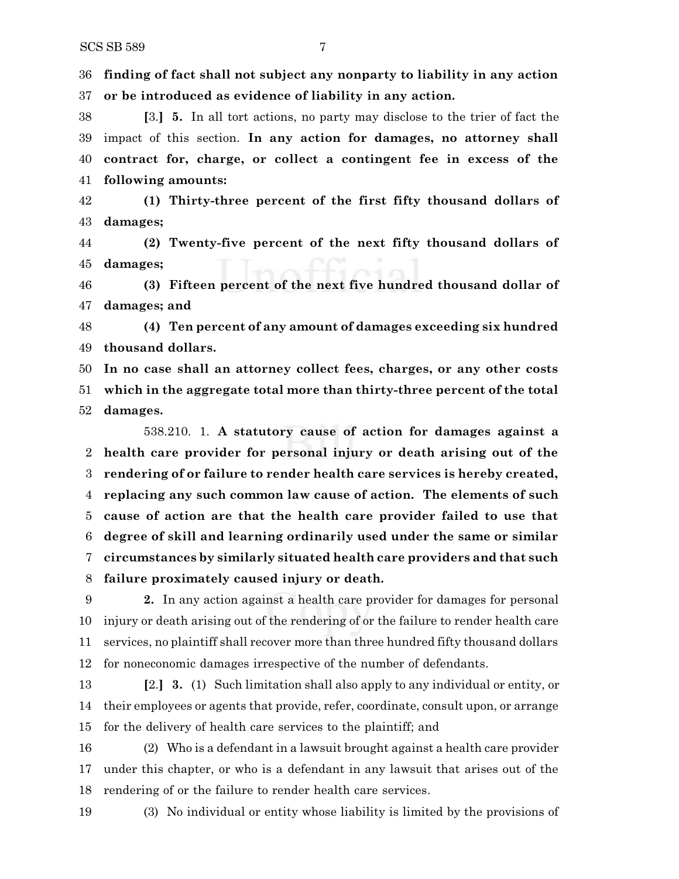**finding of fact shall not subject any nonparty to liability in any action or be introduced as evidence of liability in any action.**

[3.] **5.** In all tort actions, no party may disclose to the trier of fact the impact of this section. **In any action for damages, no attorney shall contract for, charge, or collect a contingent fee in excess of the following amounts:**

**(1) Thirty-three percent of the first fifty thousand dollars of damages;**

**(2) Twenty-five percent of the next fifty thousand dollars of damages;**

**(3) Fifteen percent of the next five hundred thousand dollar of damages; and**

**(4) Ten percent of any amount of damages exceeding six hundred thousand dollars.**

**In no case shall an attorney collect fees, charges, or any other costs which in the aggregate total more than thirty-three percent of the total damages.**

538.210. 1. **A statutory cause of action for damages against a health care provider for personal injury or death arising out of the rendering of or failure to render health care services is hereby created, replacing any such common law cause of action. The elements of such cause of action are that the health care provider failed to use that degree of skill and learning ordinarily used under the same or similar circumstances by similarly situated health care providers and that such failure proximately caused injury or death.**

**2.** In any action against a health care provider for damages for personal injury or death arising out of the rendering of or the failure to render health care services, no plaintiff shall recover more than three hundred fifty thousand dollars for noneconomic damages irrespective of the number of defendants.

[2.] **3.** (1) Such limitation shall also apply to any individual or entity, or their employees or agents that provide, refer, coordinate, consult upon, or arrange for the delivery of health care services to the plaintiff; and

(2) Who is a defendant in a lawsuit brought against a health care provider under this chapter, or who is a defendant in any lawsuit that arises out of the rendering of or the failure to render health care services.

(3) No individual or entity whose liability is limited by the provisions of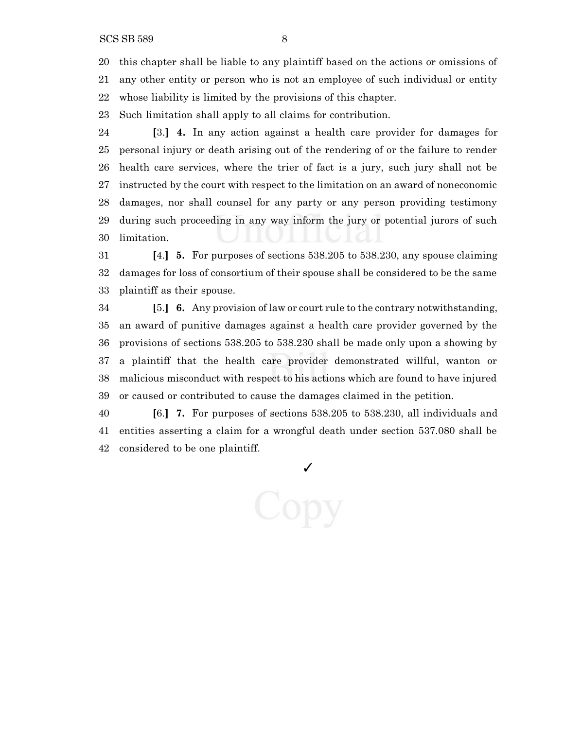this chapter shall be liable to any plaintiff based on the actions or omissions of any other entity or person who is not an employee of such individual or entity whose liability is limited by the provisions of this chapter.

Such limitation shall apply to all claims for contribution.

[3.] **4.** In any action against a health care provider for damages for personal injury or death arising out of the rendering of or the failure to render health care services, where the trier of fact is a jury, such jury shall not be instructed by the court with respect to the limitation on an award of noneconomic damages, nor shall counsel for any party or any person providing testimony during such proceeding in any way inform the jury or potential jurors of such limitation.

[4.] **5.** For purposes of sections 538.205 to 538.230, any spouse claiming damages for loss of consortium of their spouse shall be considered to be the same plaintiff as their spouse.

[5.] **6.** Any provision of law or court rule to the contrary notwithstanding, an award of punitive damages against a health care provider governed by the provisions of sections 538.205 to 538.230 shall be made only upon a showing by a plaintiff that the health care provider demonstrated willful, wanton or malicious misconduct with respect to his actions which are found to have injured or caused or contributed to cause the damages claimed in the petition.

[6.] **7.** For purposes of sections 538.205 to 538.230, all individuals and entities asserting a claim for a wrongful death under section 537.080 shall be considered to be one plaintiff.

✓